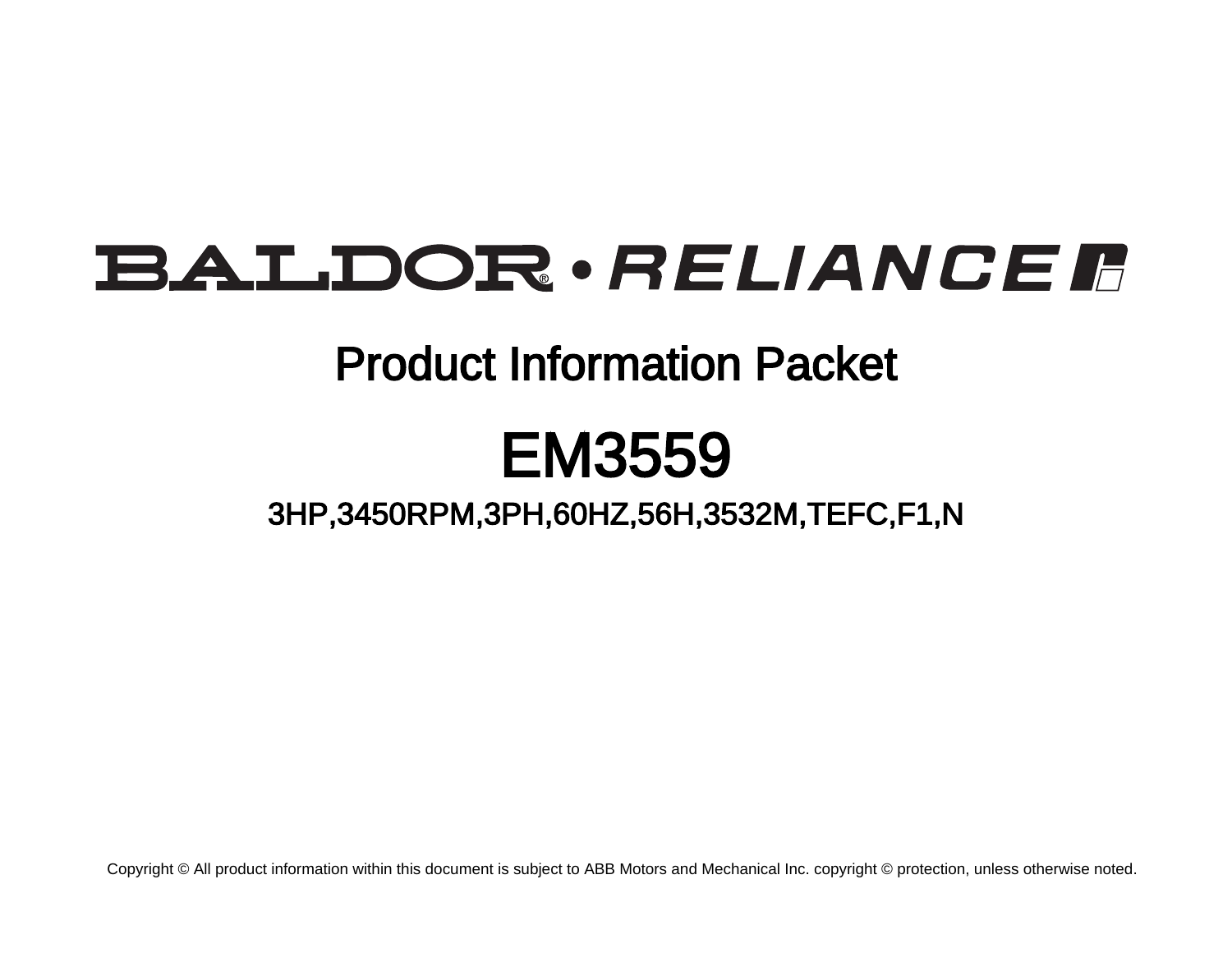# BALDOR • RELIANCE

## Product Information Packet

# EM3559

### 3HP,3450RPM,3PH,60HZ,56H,3532M,TEFC,F1,N

Copyright © All product information within this document is subject to ABB Motors and Mechanical Inc. copyright © protection, unless otherwise noted.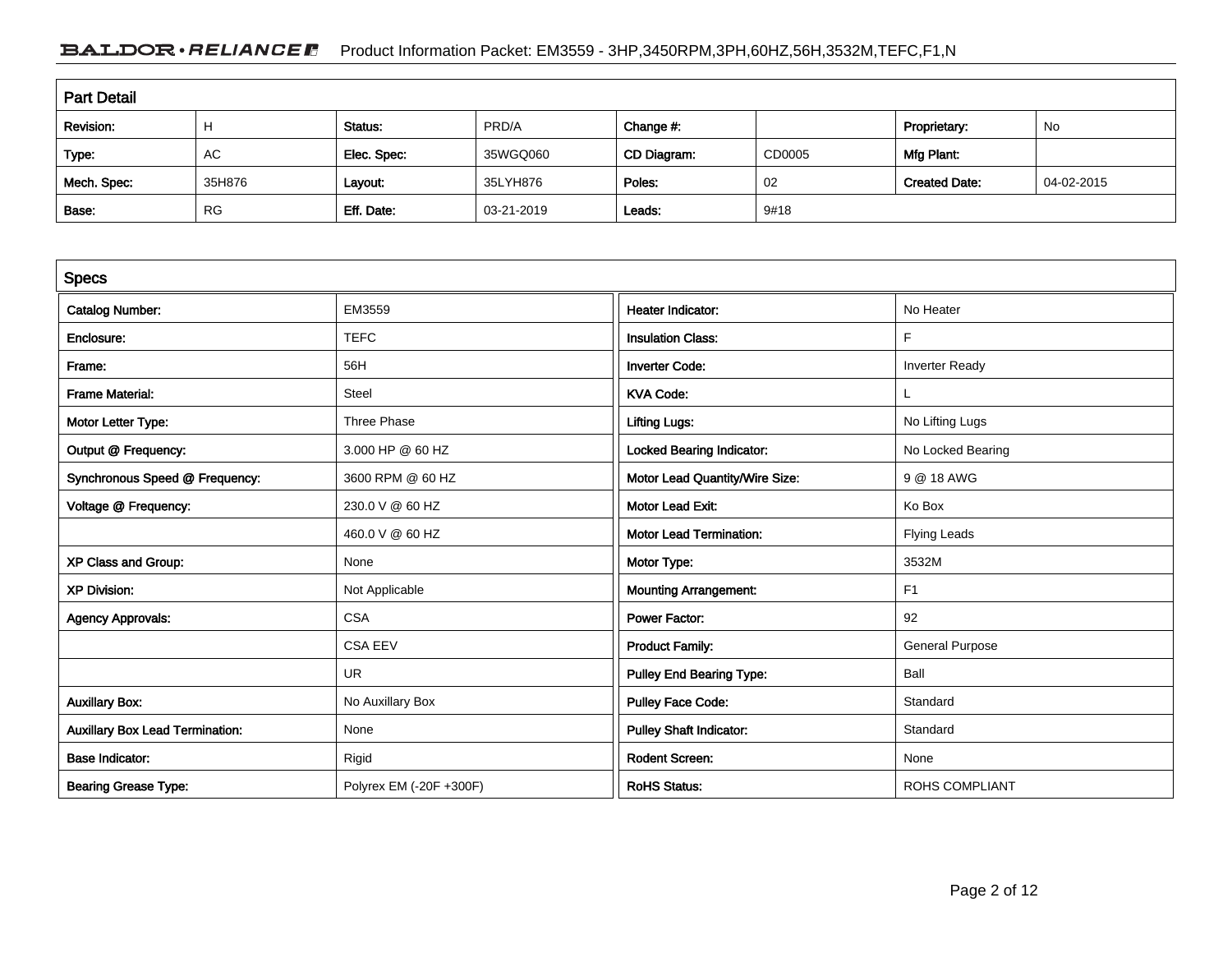## Part Detail

| Revision: | H | Status: | PRD/A | Change #: | | Proprietary: | No |
|---|---|---|---|---|---|---|---|
| Type: | AC | Elec. Spec: | 35WGQ060 | CD Diagram: | CD0005 | Mfg Plant: | |
| Mech. Spec: | 35H876 | Layout: | 35LYH876 | Poles: | 02 | Created Date: | 04-02-2015 |
| Base: | RG | Eff. Date: | 03-21-2019 | Leads: | 9#18 | | |

## Specs

| | | | |
|---|---|---|---|
| Catalog Number: | EM3559 | Heater Indicator: | No Heater |
| Enclosure: | TEFC | Insulation Class: | F |
| Frame: | 56H | Inverter Code: | Inverter Ready |
| Frame Material: | Steel | KVA Code: | L |
| Motor Letter Type: | Three Phase | Lifting Lugs: | No Lifting Lugs |
| Output @ Frequency: | 3.000 HP @ 60 HZ | Locked Bearing Indicator: | No Locked Bearing |
| Synchronous Speed @ Frequency: | 3600 RPM @ 60 HZ | Motor Lead Quantity/Wire Size: | 9 @ 18 AWG |
| Voltage @ Frequency: | 230.0 V @ 60 HZ | Motor Lead Exit: | Ko Box |
| | 460.0 V @ 60 HZ | Motor Lead Termination: | Flying Leads |
| XP Class and Group: | None | Motor Type: | 3532M |
| XP Division: | Not Applicable | Mounting Arrangement: | F1 |
| Agency Approvals: | CSA | Power Factor: | 92 |
| | CSA EEV | Product Family: | General Purpose |
| | UR | Pulley End Bearing Type: | Ball |
| Auxillary Box: | No Auxillary Box | Pulley Face Code: | Standard |
| Auxillary Box Lead Termination: | None | Pulley Shaft Indicator: | Standard |
| Base Indicator: | Rigid | Rodent Screen: | None |
| Bearing Grease Type: | Polyrex EM (-20F +300F) | RoHS Status: | ROHS COMPLIANT |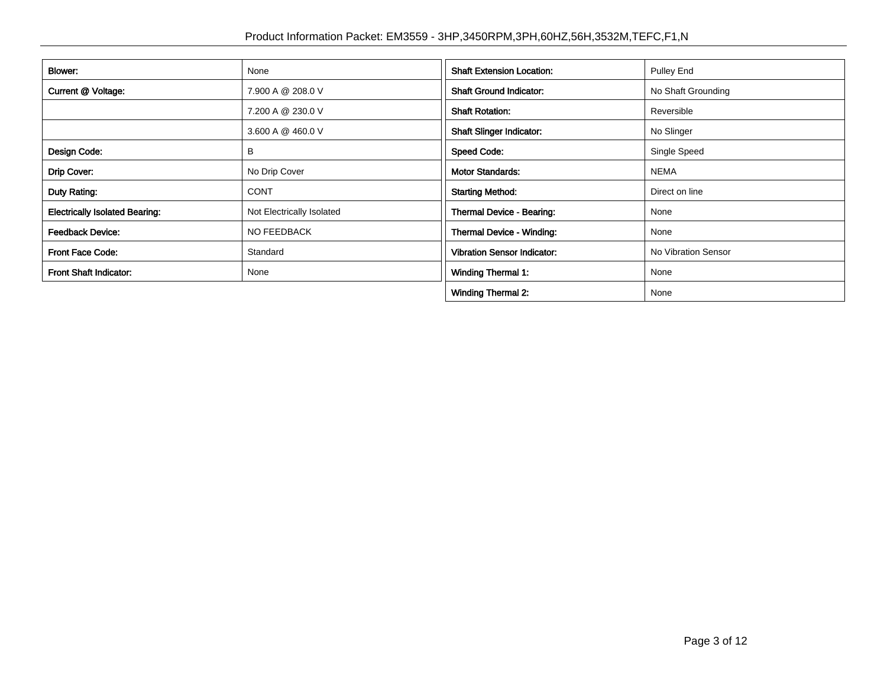| | |
|---|---|
| **Blower:** | None |
| **Current @ Voltage:** | 7.900 A @ 208.0 V |
| | 7.200 A @ 230.0 V |
| | 3.600 A @ 460.0 V |
| **Design Code:** | B |
| **Drip Cover:** | No Drip Cover |
| **Duty Rating:** | CONT |
| **Electrically Isolated Bearing:** | Not Electrically Isolated |
| **Feedback Device:** | NO FEEDBACK |
| **Front Face Code:** | Standard |
| **Front Shaft Indicator:** | None |

| | |
|---|---|
| **Shaft Extension Location:** | Pulley End |
| **Shaft Ground Indicator:** | No Shaft Grounding |
| **Shaft Rotation:** | Reversible |
| **Shaft Slinger Indicator:** | No Slinger |
| **Speed Code:** | Single Speed |
| **Motor Standards:** | NEMA |
| **Starting Method:** | Direct on line |
| **Thermal Device - Bearing:** | None |
| **Thermal Device - Winding:** | None |
| **Vibration Sensor Indicator:** | No Vibration Sensor |
| **Winding Thermal 1:** | None |
| **Winding Thermal 2:** | None |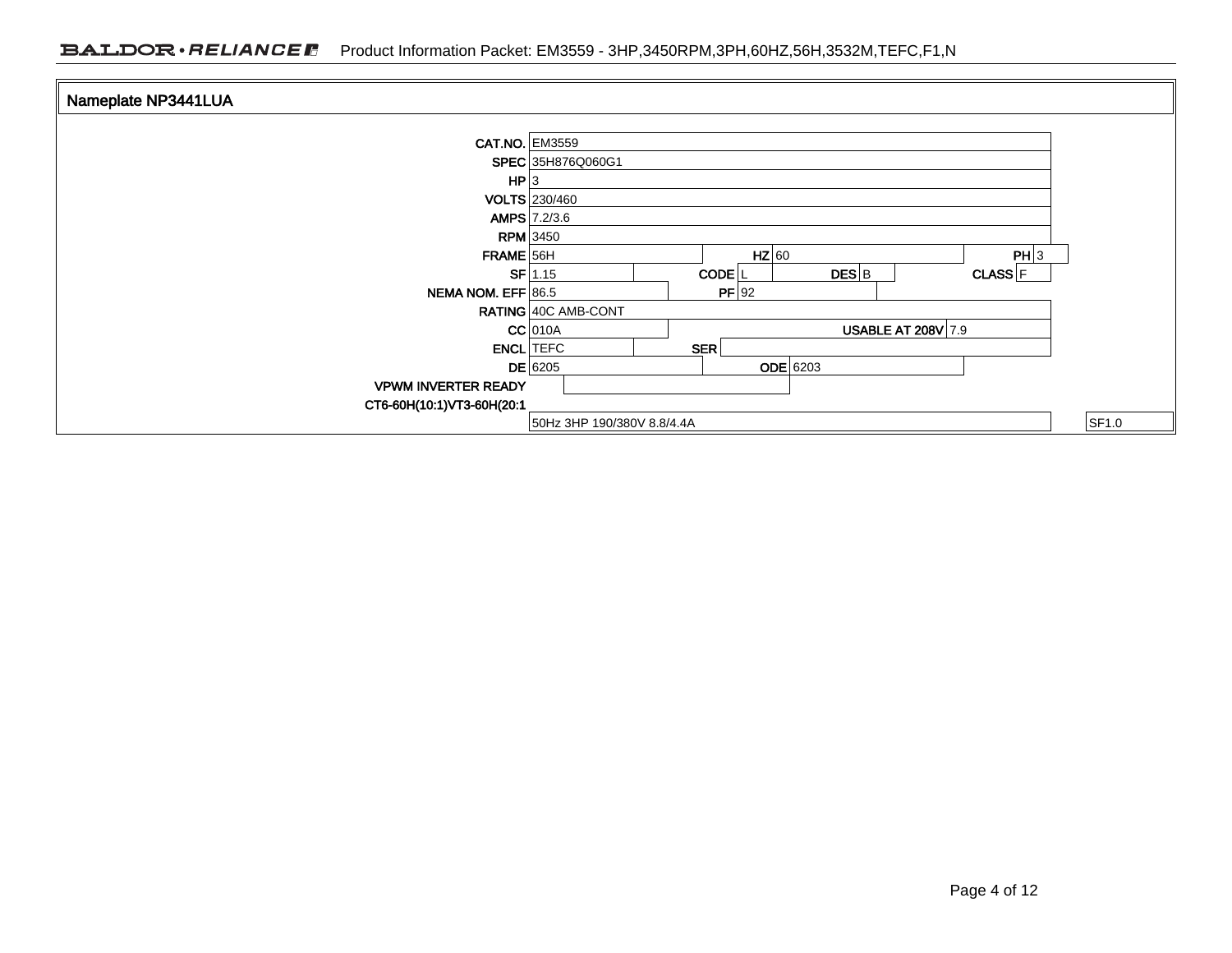## Nameplate NP3441LUA

| Field | Value | Field | Value | Field | Value | Field | Value |
|---|---|---|---|---|---|---|---|
| CAT.NO. | EM3559 | | | | | | |
| SPEC | 35H876Q060G1 | | | | | | |
| HP | 3 | | | | | | |
| VOLTS | 230/460 | | | | | | |
| AMPS | 7.2/3.6 | | | | | | |
| RPM | 3450 | | | | | | |
| FRAME | 56H | HZ | 60 | | | PH | 3 |
| SF | 1.15 | CODE | L | DES | B | CLASS | F |
| NEMA NOM. EFF | 86.5 | PF | 92 | | | | |
| RATING | 40C AMB-CONT | | | | | | |
| CC | 010A | | | USABLE AT 208V | 7.9 | | |
| ENCL | TEFC | SER | | | | | |
| DE | 6205 | ODE | 6203 | | | | |
| VPWM INVERTER READY | | | | | | | |
| CT6-60H(10:1)VT3-60H(20:1 | | | | | | | |
| | 50Hz 3HP 190/380V 8.8/4.4A | | | | | | SF1.0 |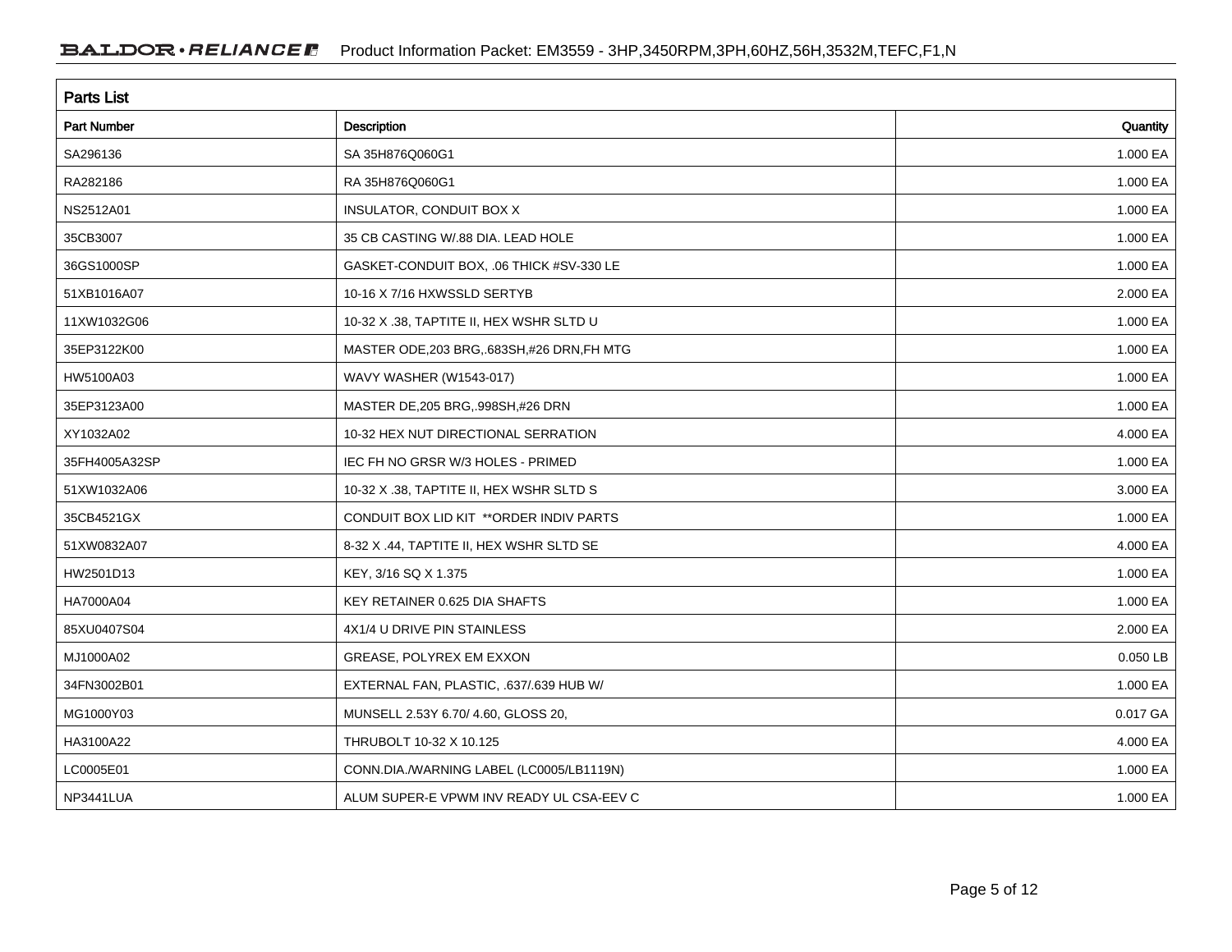## Parts List

| Part Number | Description | Quantity |
|---|---|---|
| SA296136 | SA 35H876Q060G1 | 1.000 EA |
| RA282186 | RA 35H876Q060G1 | 1.000 EA |
| NS2512A01 | INSULATOR, CONDUIT BOX X | 1.000 EA |
| 35CB3007 | 35 CB CASTING W/.88 DIA. LEAD HOLE | 1.000 EA |
| 36GS1000SP | GASKET-CONDUIT BOX, .06 THICK #SV-330 LE | 1.000 EA |
| 51XB1016A07 | 10-16 X 7/16 HXWSSLD SERTYB | 2.000 EA |
| 11XW1032G06 | 10-32 X .38, TAPTITE II, HEX WSHR SLTD U | 1.000 EA |
| 35EP3122K00 | MASTER ODE,203 BRG,.683SH,#26 DRN,FH MTG | 1.000 EA |
| HW5100A03 | WAVY WASHER (W1543-017) | 1.000 EA |
| 35EP3123A00 | MASTER DE,205 BRG,.998SH,#26 DRN | 1.000 EA |
| XY1032A02 | 10-32 HEX NUT DIRECTIONAL SERRATION | 4.000 EA |
| 35FH4005A32SP | IEC FH NO GRSR W/3 HOLES - PRIMED | 1.000 EA |
| 51XW1032A06 | 10-32 X .38, TAPTITE II, HEX WSHR SLTD S | 3.000 EA |
| 35CB4521GX | CONDUIT BOX LID KIT **ORDER INDIV PARTS | 1.000 EA |
| 51XW0832A07 | 8-32 X .44, TAPTITE II, HEX WSHR SLTD SE | 4.000 EA |
| HW2501D13 | KEY, 3/16 SQ X 1.375 | 1.000 EA |
| HA7000A04 | KEY RETAINER 0.625 DIA SHAFTS | 1.000 EA |
| 85XU0407S04 | 4X1/4 U DRIVE PIN STAINLESS | 2.000 EA |
| MJ1000A02 | GREASE, POLYREX EM EXXON | 0.050 LB |
| 34FN3002B01 | EXTERNAL FAN, PLASTIC, .637/.639 HUB W/ | 1.000 EA |
| MG1000Y03 | MUNSELL 2.53Y 6.70/ 4.60, GLOSS 20, | 0.017 GA |
| HA3100A22 | THRUBOLT 10-32 X 10.125 | 4.000 EA |
| LC0005E01 | CONN.DIA./WARNING LABEL (LC0005/LB1119N) | 1.000 EA |
| NP3441LUA | ALUM SUPER-E VPWM INV READY UL CSA-EEV C | 1.000 EA |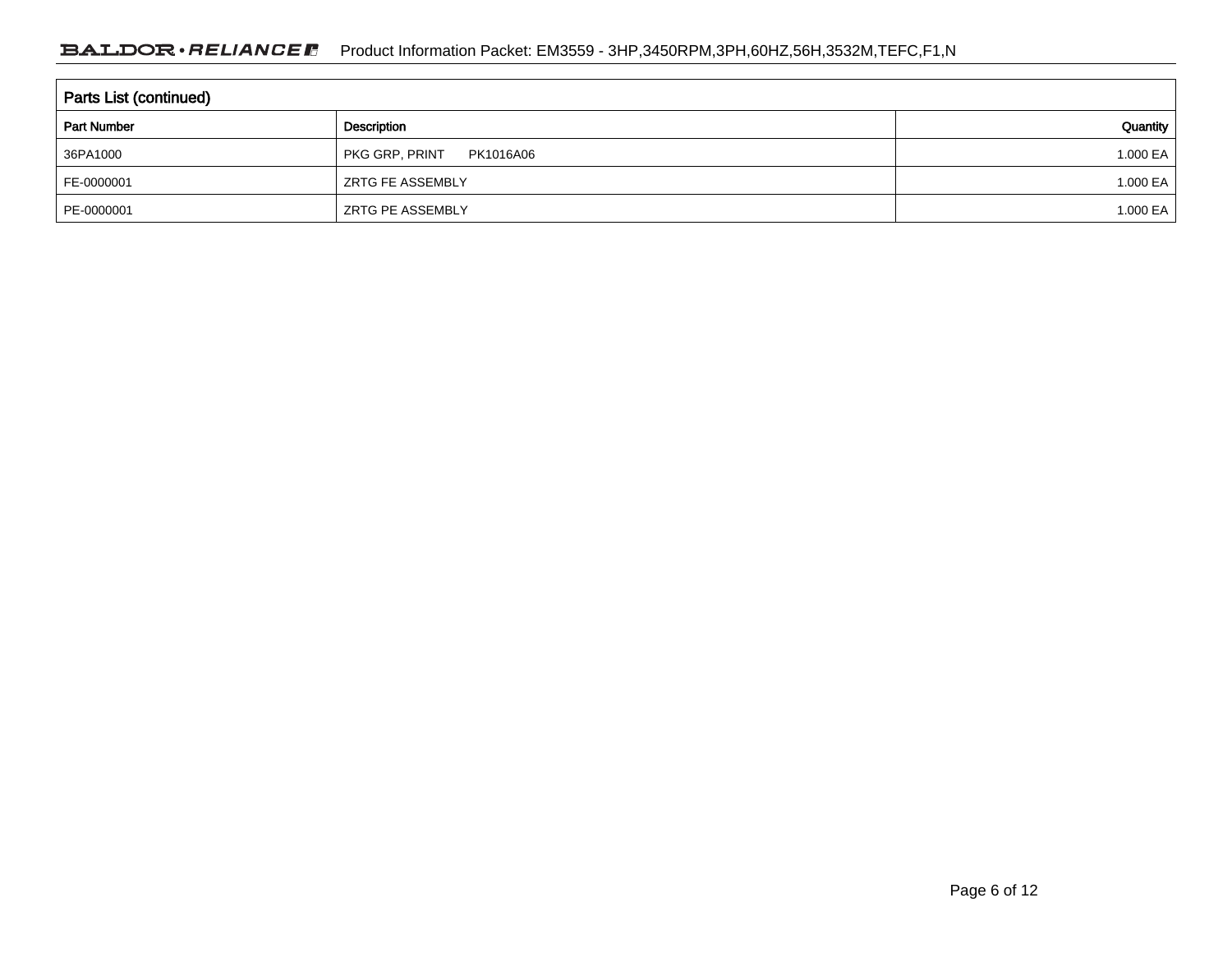## Parts List (continued)

| Part Number | Description | Quantity |
| --- | --- | --- |
| 36PA1000 | PKG GRP, PRINT PK1016A06 | 1.000 EA |
| FE-0000001 | ZRTG FE ASSEMBLY | 1.000 EA |
| PE-0000001 | ZRTG PE ASSEMBLY | 1.000 EA |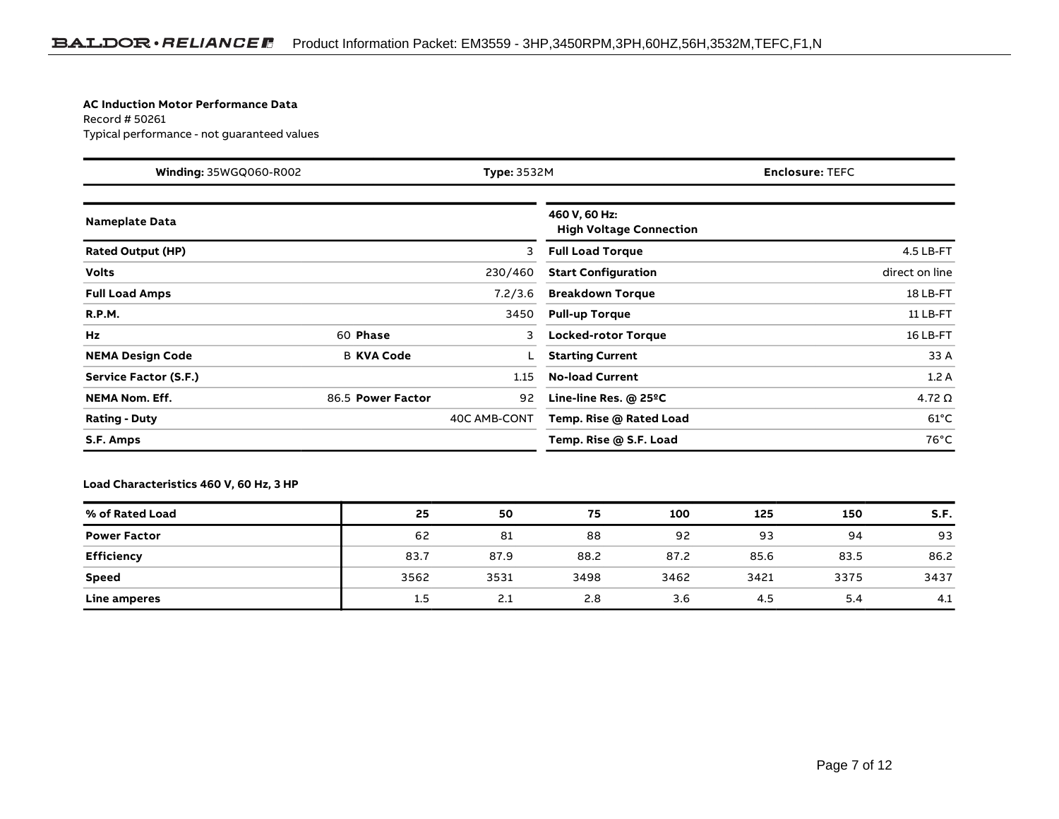**AC Induction Motor Performance Data**
Record # 50261
Typical performance - not guaranteed values

| **Winding:** 35WGQ060-R002 | **Type:** 3532M | **Enclosure:** TEFC |
|---|---|---|

| **Nameplate Data** | | | |
|---|---|---|---|
| **Rated Output (HP)** | | | 3 |
| **Volts** | | | 230/460 |
| **Full Load Amps** | | | 7.2/3.6 |
| **R.P.M.** | | | 3450 |
| **Hz** | 60 | **Phase** | 3 |
| **NEMA Design Code** | B | **KVA Code** | L |
| **Service Factor (S.F.)** | | | 1.15 |
| **NEMA Nom. Eff.** | 86.5 | **Power Factor** | 92 |
| **Rating - Duty** | | | 40C AMB-CONT |
| **S.F. Amps** | | | |

| **460 V, 60 Hz: High Voltage Connection** | |
|---|---|
| **Full Load Torque** | 4.5 LB-FT |
| **Start Configuration** | direct on line |
| **Breakdown Torque** | 18 LB-FT |
| **Pull-up Torque** | 11 LB-FT |
| **Locked-rotor Torque** | 16 LB-FT |
| **Starting Current** | 33 A |
| **No-load Current** | 1.2 A |
| **Line-line Res. @ 25ºC** | 4.72 Ω |
| **Temp. Rise @ Rated Load** | 61°C |
| **Temp. Rise @ S.F. Load** | 76°C |

**Load Characteristics 460 V, 60 Hz, 3 HP**

| **% of Rated Load** | **25** | **50** | **75** | **100** | **125** | **150** | **S.F.** |
|---|---|---|---|---|---|---|---|
| **Power Factor** | 62 | 81 | 88 | 92 | 93 | 94 | 93 |
| **Efficiency** | 83.7 | 87.9 | 88.2 | 87.2 | 85.6 | 83.5 | 86.2 |
| **Speed** | 3562 | 3531 | 3498 | 3462 | 3421 | 3375 | 3437 |
| **Line amperes** | 1.5 | 2.1 | 2.8 | 3.6 | 4.5 | 5.4 | 4.1 |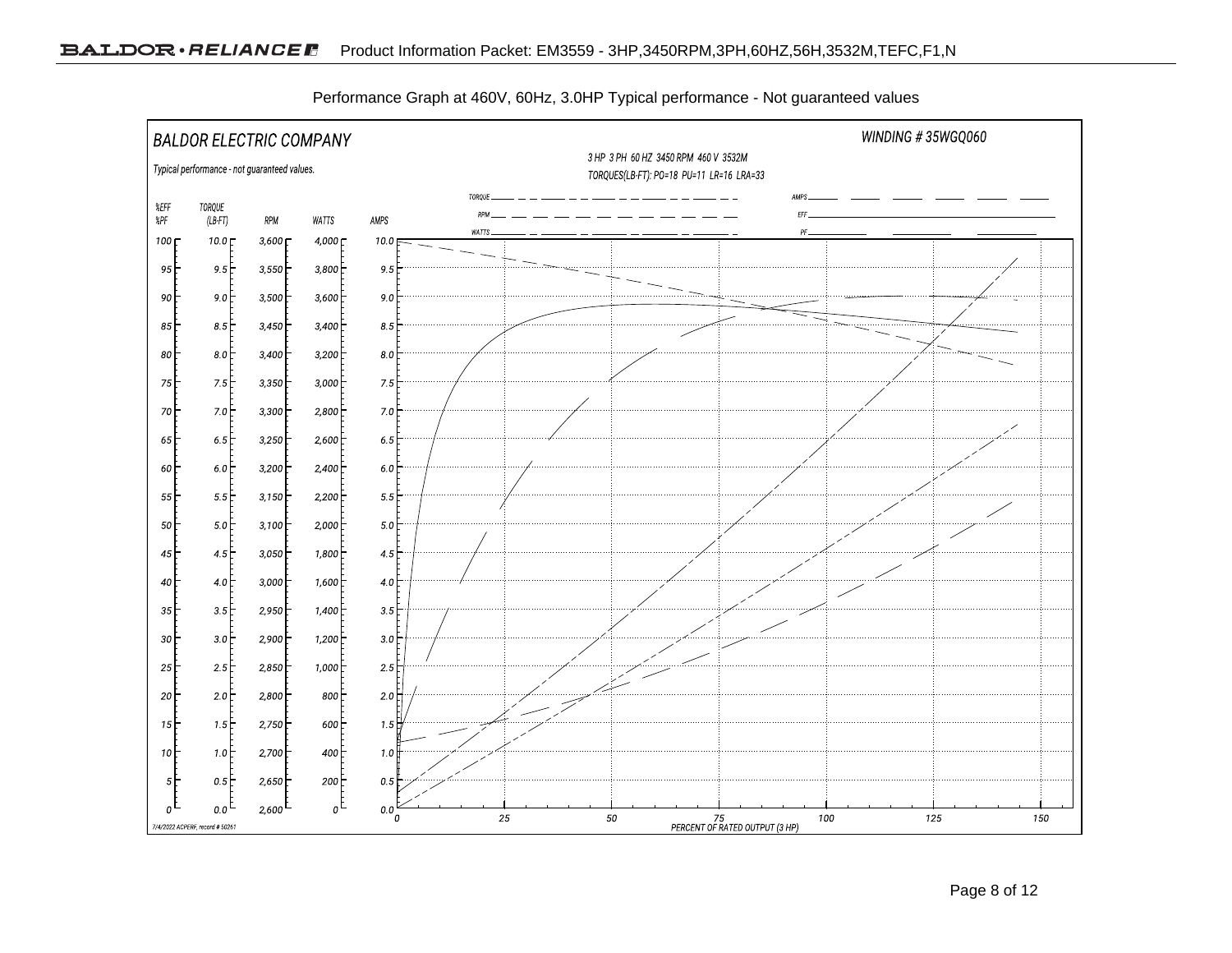Performance Graph at 460V, 60Hz, 3.0HP Typical performance - Not guaranteed values

BALDOR ELECTRIC COMPANY

WINDING # 35WGQ060

3 HP 3 PH 60 HZ 3450 RPM 460 V 3532M

TORQUES(LB-FT): PO=18 PU=11 LR=16 LRA=33

Typical performance - not guaranteed values.

| %EFF %PF | TORQUE (LB-FT) | RPM | WATTS | AMPS |
|---|---|---|---|---|
| 100 | 10.0 | 3,600 | 4,000 | 10.0 |
| 95 | 9.5 | 3,550 | 3,800 | 9.5 |
| 90 | 9.0 | 3,500 | 3,600 | 9.0 |
| 85 | 8.5 | 3,450 | 3,400 | 8.5 |
| 80 | 8.0 | 3,400 | 3,200 | 8.0 |
| 75 | 7.5 | 3,350 | 3,000 | 7.5 |
| 70 | 7.0 | 3,300 | 2,800 | 7.0 |
| 65 | 6.5 | 3,250 | 2,600 | 6.5 |
| 60 | 6.0 | 3,200 | 2,400 | 6.0 |
| 55 | 5.5 | 3,150 | 2,200 | 5.5 |
| 50 | 5.0 | 3,100 | 2,000 | 5.0 |
| 45 | 4.5 | 3,050 | 1,800 | 4.5 |
| 40 | 4.0 | 3,000 | 1,600 | 4.0 |
| 35 | 3.5 | 2,950 | 1,400 | 3.5 |
| 30 | 3.0 | 2,900 | 1,200 | 3.0 |
| 25 | 2.5 | 2,850 | 1,000 | 2.5 |
| 20 | 2.0 | 2,800 | 800 | 2.0 |
| 15 | 1.5 | 2,750 | 600 | 1.5 |
| 10 | 1.0 | 2,700 | 400 | 1.0 |
| 5 | 0.5 | 2,650 | 200 | 0.5 |
| 0 | 0.0 | 2,600 | 0 | 0.0 |

Legend: TORQUE, RPM, WATTS, AMPS, EFF, PF

PERCENT OF RATED OUTPUT (3 HP): 0, 25, 50, 75, 100, 125, 150

7/4/2022 ACPERF, record # 50261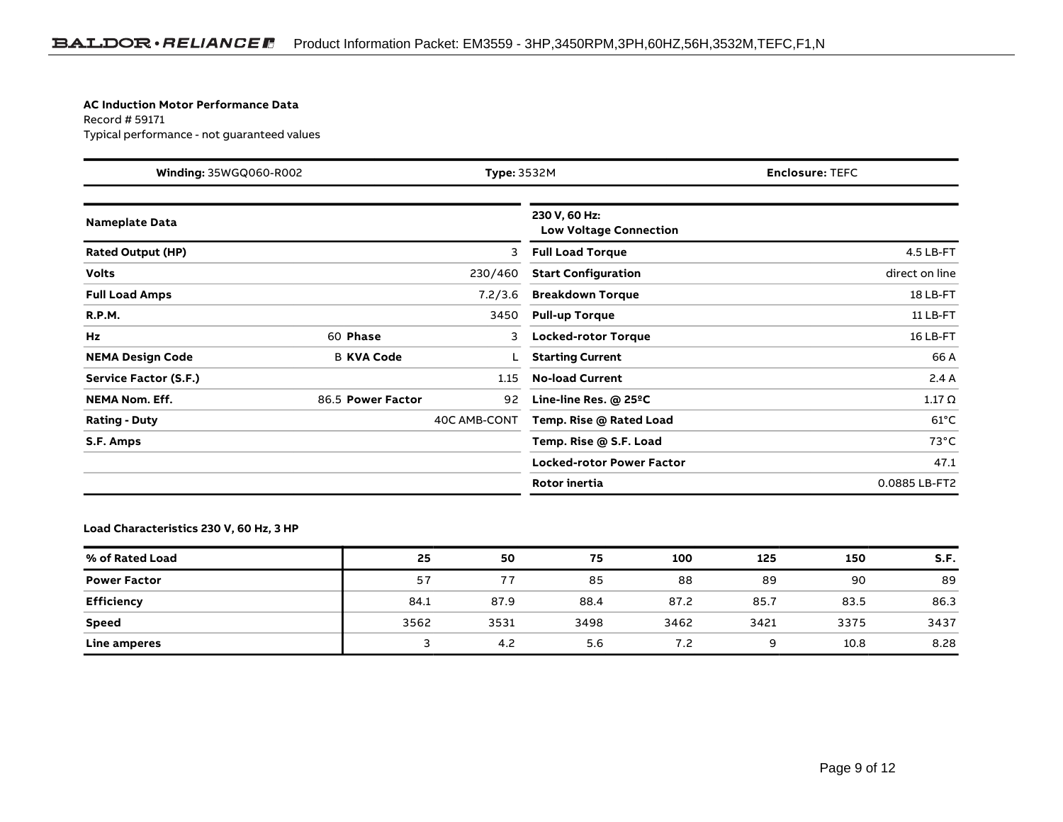**AC Induction Motor Performance Data**

Record # 59171

Typical performance - not guaranteed values

| **Winding:** 35WGQ060-R002 | **Type:** 3532M | **Enclosure:** TEFC |
|---|---|---|

| **Nameplate Data** | | | | **230 V, 60 Hz: Low Voltage Connection** | |
|---|---|---|---|---|---|
| **Rated Output (HP)** | | | 3 | **Full Load Torque** | 4.5 LB-FT |
| **Volts** | | | 230/460 | **Start Configuration** | direct on line |
| **Full Load Amps** | | | 7.2/3.6 | **Breakdown Torque** | 18 LB-FT |
| **R.P.M.** | | | 3450 | **Pull-up Torque** | 11 LB-FT |
| **Hz** | 60 | **Phase** | 3 | **Locked-rotor Torque** | 16 LB-FT |
| **NEMA Design Code** | B | **KVA Code** | L | **Starting Current** | 66 A |
| **Service Factor (S.F.)** | | | 1.15 | **No-load Current** | 2.4 A |
| **NEMA Nom. Eff.** | 86.5 | **Power Factor** | 92 | **Line-line Res. @ 25ºC** | 1.17 Ω |
| **Rating - Duty** | | | 40C AMB-CONT | **Temp. Rise @ Rated Load** | 61°C |
| **S.F. Amps** | | | | **Temp. Rise @ S.F. Load** | 73°C |
| | | | | **Locked-rotor Power Factor** | 47.1 |
| | | | | **Rotor inertia** | 0.0885 LB-FT2 |

**Load Characteristics 230 V, 60 Hz, 3 HP**

| **% of Rated Load** | **25** | **50** | **75** | **100** | **125** | **150** | **S.F.** |
|---|---|---|---|---|---|---|---|
| **Power Factor** | 57 | 77 | 85 | 88 | 89 | 90 | 89 |
| **Efficiency** | 84.1 | 87.9 | 88.4 | 87.2 | 85.7 | 83.5 | 86.3 |
| **Speed** | 3562 | 3531 | 3498 | 3462 | 3421 | 3375 | 3437 |
| **Line amperes** | 3 | 4.2 | 5.6 | 7.2 | 9 | 10.8 | 8.28 |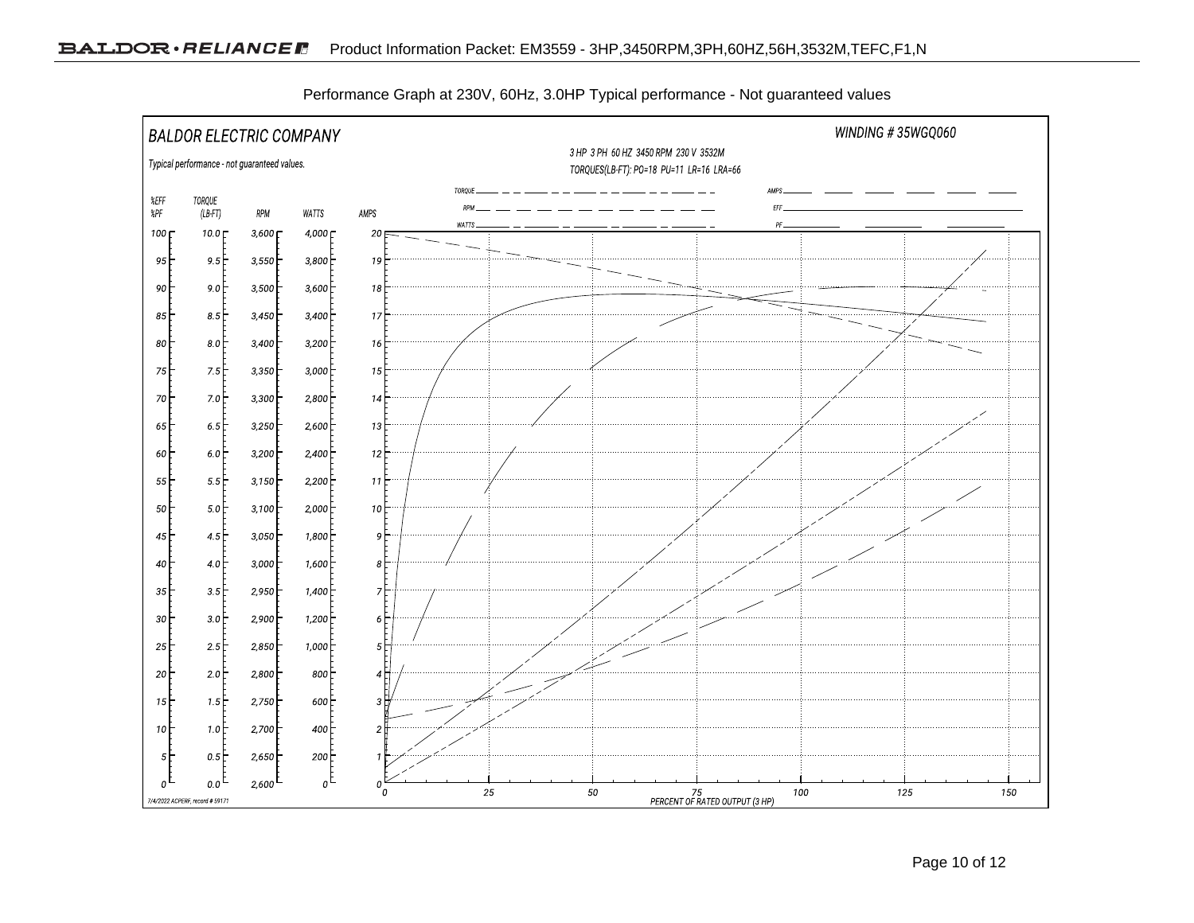Performance Graph at 230V, 60Hz, 3.0HP Typical performance - Not guaranteed values

BALDOR ELECTRIC COMPANY

WINDING # 35WGQ060

Typical performance - not guaranteed values.

3 HP 3 PH 60 HZ 3450 RPM 230 V 3532M

TORQUES(LB-FT): PO=18 PU=11 LR=16 LRA=66

TORQUE, RPM, WATTS, AMPS, EFF, PF

| %EFF %PF | TORQUE (LB-FT) | RPM | WATTS | AMPS |
|---|---|---|---|---|
| 100 | 10.0 | 3,600 | 4,000 | 20 |
| 95 | 9.5 | 3,550 | 3,800 | 19 |
| 90 | 9.0 | 3,500 | 3,600 | 18 |
| 85 | 8.5 | 3,450 | 3,400 | 17 |
| 80 | 8.0 | 3,400 | 3,200 | 16 |
| 75 | 7.5 | 3,350 | 3,000 | 15 |
| 70 | 7.0 | 3,300 | 2,800 | 14 |
| 65 | 6.5 | 3,250 | 2,600 | 13 |
| 60 | 6.0 | 3,200 | 2,400 | 12 |
| 55 | 5.5 | 3,150 | 2,200 | 11 |
| 50 | 5.0 | 3,100 | 2,000 | 10 |
| 45 | 4.5 | 3,050 | 1,800 | 9 |
| 40 | 4.0 | 3,000 | 1,600 | 8 |
| 35 | 3.5 | 2,950 | 1,400 | 7 |
| 30 | 3.0 | 2,900 | 1,200 | 6 |
| 25 | 2.5 | 2,850 | 1,000 | 5 |
| 20 | 2.0 | 2,800 | 800 | 4 |
| 15 | 1.5 | 2,750 | 600 | 3 |
| 10 | 1.0 | 2,700 | 400 | 2 |
| 5 | 0.5 | 2,650 | 200 | 1 |
| 0 | 0.0 | 2,600 | 0 | 0 |

PERCENT OF RATED OUTPUT (3 HP): 0, 25, 50, 75, 100, 125, 150

7/4/2022 ACPERF, record # 59171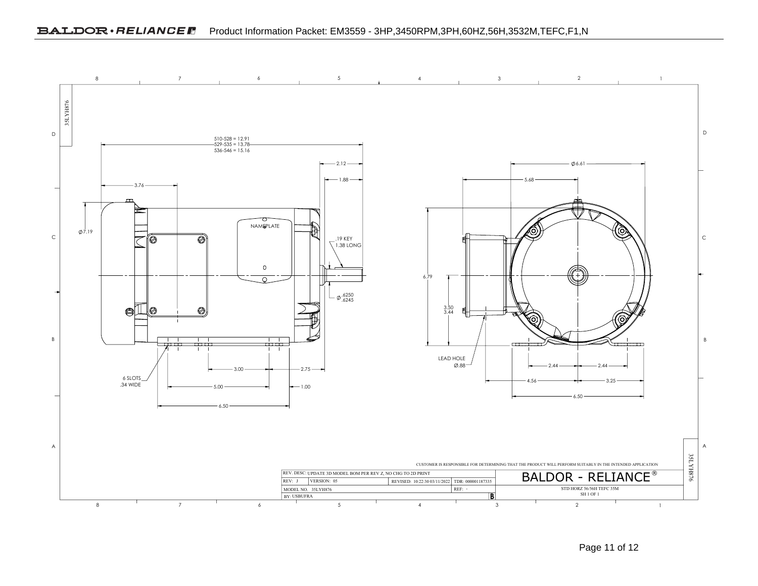510-528 = 12.91
529-535 = 13.78
536-546 = 15.16

2.12

1.88

3.76

Ø7.19

NAMEPLATE

.19 KEY
1.38 LONG

Ø .6250 / .6245

3.00

2.75

6 SLOTS
.34 WIDE

5.00

1.00

6.50

Ø6.61

5.68

6.79

3.50
3.44

LEAD HOLE
Ø.88

2.44

2.44

4.56

3.25

6.50

35LYH876

CUSTOMER IS RESPONSIBLE FOR DETERMINING THAT THE PRODUCT WILL PERFORM SUITABLY IN THE INTENDED APPLICATION

| REV. DESC: UPDATE 3D MODEL BOM PER REV Z, NO CHG TO 2D PRINT | | | | BALDOR - RELIANCE® |
|---|---|---|---|---|
| REV: J | VERSION: 05 | REVISED: 10:22:30 03/11/2022 | TDR: 000001187335 | |
| MODEL NO. 35LYH876 | | | REF: - | STD HORZ 56/56H TEFC 35M |
| BY: USBUFRA | | | B | SH 1 OF 1 |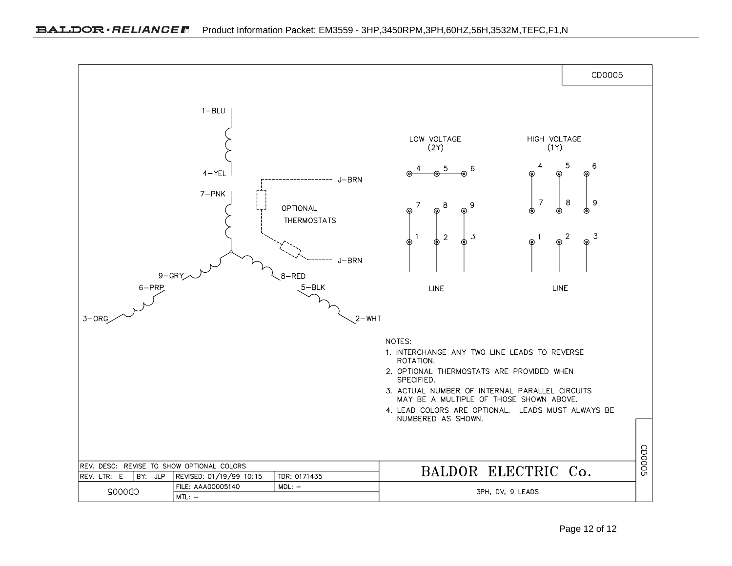CD0005

1–BLU

4–YEL

7–PNK

J–BRN

OPTIONAL

THERMOSTATS

J–BRN

9–GRY

8–RED

6–PRP

5–BLK

3–ORG

2–WHT

LOW VOLTAGE
(2Y)

4 5 6

7 8 9

1 2 3

LINE

HIGH VOLTAGE
(1Y)

4 5 6

7 8 9

1 2 3

LINE

NOTES:

1. INTERCHANGE ANY TWO LINE LEADS TO REVERSE ROTATION.
2. OPTIONAL THERMOSTATS ARE PROVIDED WHEN SPECIFIED.
3. ACTUAL NUMBER OF INTERNAL PARALLEL CIRCUITS MAY BE A MULTIPLE OF THOSE SHOWN ABOVE.
4. LEAD COLORS ARE OPTIONAL. LEADS MUST ALWAYS BE NUMBERED AS SHOWN.

| | | | | |
|---|---|---|---|---|
| REV. DESC: REVISE TO SHOW OPTIONAL COLORS | | | | BALDOR ELECTRIC Co. |
| REV. LTR: E | BY: JLP | REVISED: 01/19/99 10:15 | TDR: 0171435 | |
| CD0005 | | FILE: AAA00005140 | MDL: – | 3PH, DV, 9 LEADS |
| | | MTL: – | | |

CD0005